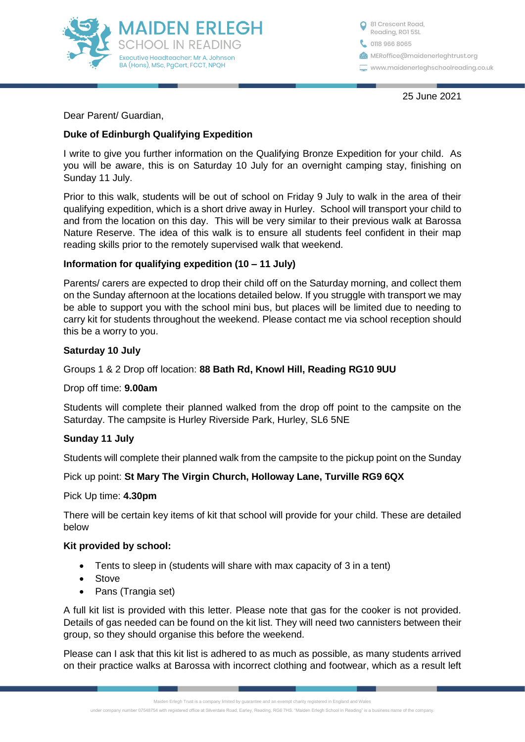# MAIDEN ERLEGH
SCHOOL IN READING

Executive Headteacher: Mr A. Johnson
BA (Hons), MSc, PgCert, FCCT, NPQH

81 Crescent Road,
Reading, RG1 5SL
0118 966 8065
MERoffice@maidenerleghtrust.org
www.maidenerleghschoolreading.co.uk

25 June 2021

Dear Parent/ Guardian,

**Duke of Edinburgh Qualifying Expedition**

I write to give you further information on the Qualifying Bronze Expedition for your child. As you will be aware, this is on Saturday 10 July for an overnight camping stay, finishing on Sunday 11 July.

Prior to this walk, students will be out of school on Friday 9 July to walk in the area of their qualifying expedition, which is a short drive away in Hurley. School will transport your child to and from the location on this day. This will be very similar to their previous walk at Barossa Nature Reserve. The idea of this walk is to ensure all students feel confident in their map reading skills prior to the remotely supervised walk that weekend.

**Information for qualifying expedition (10 – 11 July)**

Parents/ carers are expected to drop their child off on the Saturday morning, and collect them on the Sunday afternoon at the locations detailed below. If you struggle with transport we may be able to support you with the school mini bus, but places will be limited due to needing to carry kit for students throughout the weekend. Please contact me via school reception should this be a worry to you.

**Saturday 10 July**

Groups 1 & 2 Drop off location: **88 Bath Rd, Knowl Hill, Reading RG10 9UU**

Drop off time: **9.00am**

Students will complete their planned walked from the drop off point to the campsite on the Saturday. The campsite is Hurley Riverside Park, Hurley, SL6 5NE

**Sunday 11 July**

Students will complete their planned walk from the campsite to the pickup point on the Sunday

Pick up point: **St Mary The Virgin Church, Holloway Lane, Turville RG9 6QX**

Pick Up time: **4.30pm**

There will be certain key items of kit that school will provide for your child. These are detailed below

**Kit provided by school:**

- Tents to sleep in (students will share with max capacity of 3 in a tent)
- Stove
- Pans (Trangia set)

A full kit list is provided with this letter. Please note that gas for the cooker is not provided. Details of gas needed can be found on the kit list. They will need two cannisters between their group, so they should organise this before the weekend.

Please can I ask that this kit list is adhered to as much as possible, as many students arrived on their practice walks at Barossa with incorrect clothing and footwear, which as a result left

Maiden Erlegh Trust is a company limited by guarantee and an exempt charity registered in England and Wales under company number 07548754 with registered office at Silverdale Road, Earley, Reading, RG6 7HS. "Maiden Erlegh School in Reading" is a business name of the company.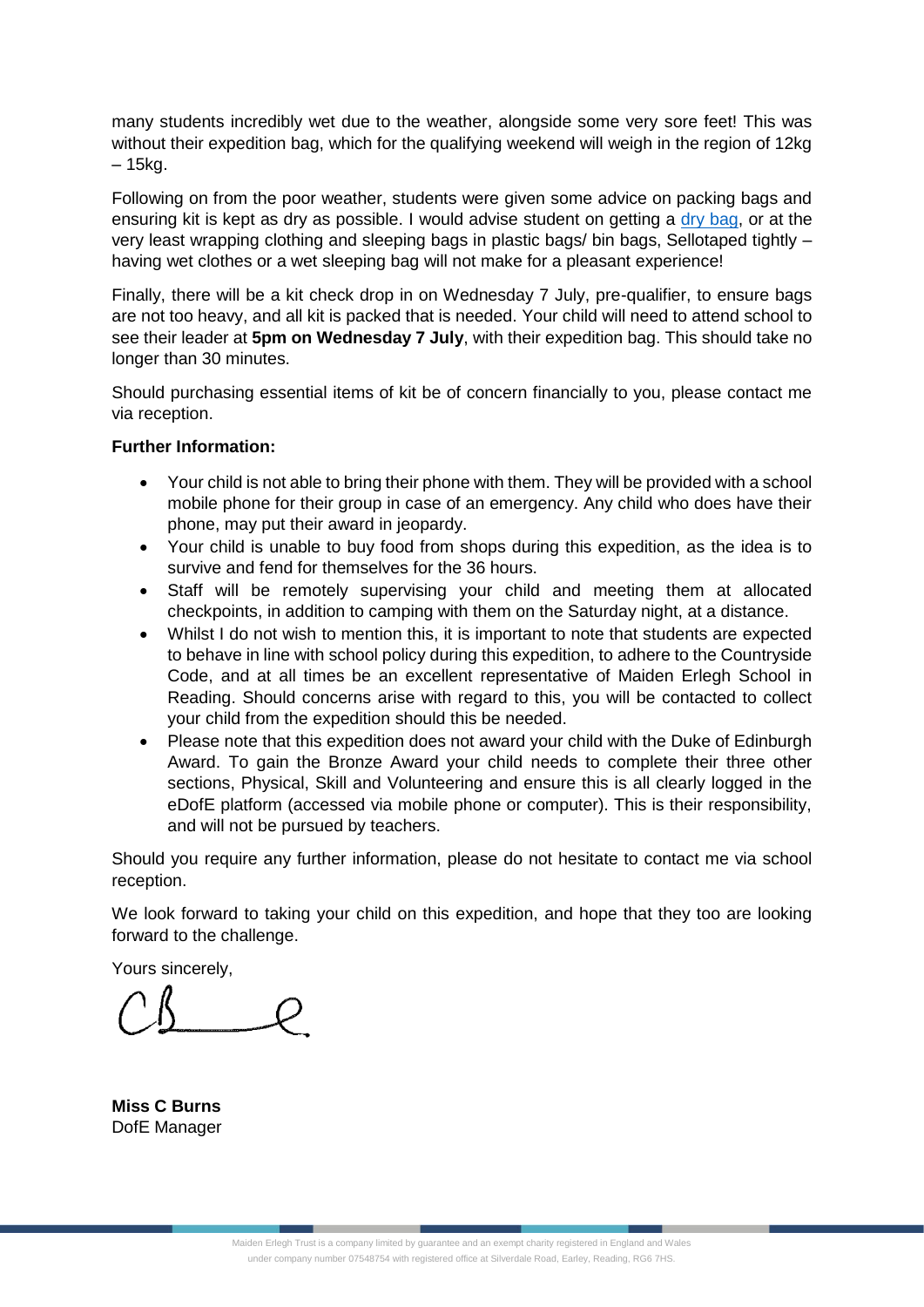many students incredibly wet due to the weather, alongside some very sore feet! This was without their expedition bag, which for the qualifying weekend will weigh in the region of 12kg – 15kg.

Following on from the poor weather, students were given some advice on packing bags and ensuring kit is kept as dry as possible. I would advise student on getting a dry bag, or at the very least wrapping clothing and sleeping bags in plastic bags/ bin bags, Sellotaped tightly – having wet clothes or a wet sleeping bag will not make for a pleasant experience!

Finally, there will be a kit check drop in on Wednesday 7 July, pre-qualifier, to ensure bags are not too heavy, and all kit is packed that is needed. Your child will need to attend school to see their leader at **5pm on Wednesday 7 July**, with their expedition bag. This should take no longer than 30 minutes.

Should purchasing essential items of kit be of concern financially to you, please contact me via reception.

**Further Information:**

- Your child is not able to bring their phone with them. They will be provided with a school mobile phone for their group in case of an emergency. Any child who does have their phone, may put their award in jeopardy.
- Your child is unable to buy food from shops during this expedition, as the idea is to survive and fend for themselves for the 36 hours.
- Staff will be remotely supervising your child and meeting them at allocated checkpoints, in addition to camping with them on the Saturday night, at a distance.
- Whilst I do not wish to mention this, it is important to note that students are expected to behave in line with school policy during this expedition, to adhere to the Countryside Code, and at all times be an excellent representative of Maiden Erlegh School in Reading. Should concerns arise with regard to this, you will be contacted to collect your child from the expedition should this be needed.
- Please note that this expedition does not award your child with the Duke of Edinburgh Award. To gain the Bronze Award your child needs to complete their three other sections, Physical, Skill and Volunteering and ensure this is all clearly logged in the eDofE platform (accessed via mobile phone or computer). This is their responsibility, and will not be pursued by teachers.

Should you require any further information, please do not hesitate to contact me via school reception.

We look forward to taking your child on this expedition, and hope that they too are looking forward to the challenge.

Yours sincerely,

**Miss C Burns**
DofE Manager

Maiden Erlegh Trust is a company limited by guarantee and an exempt charity registered in England and Wales under company number 07548754 with registered office at Silverdale Road, Earley, Reading, RG6 7HS.